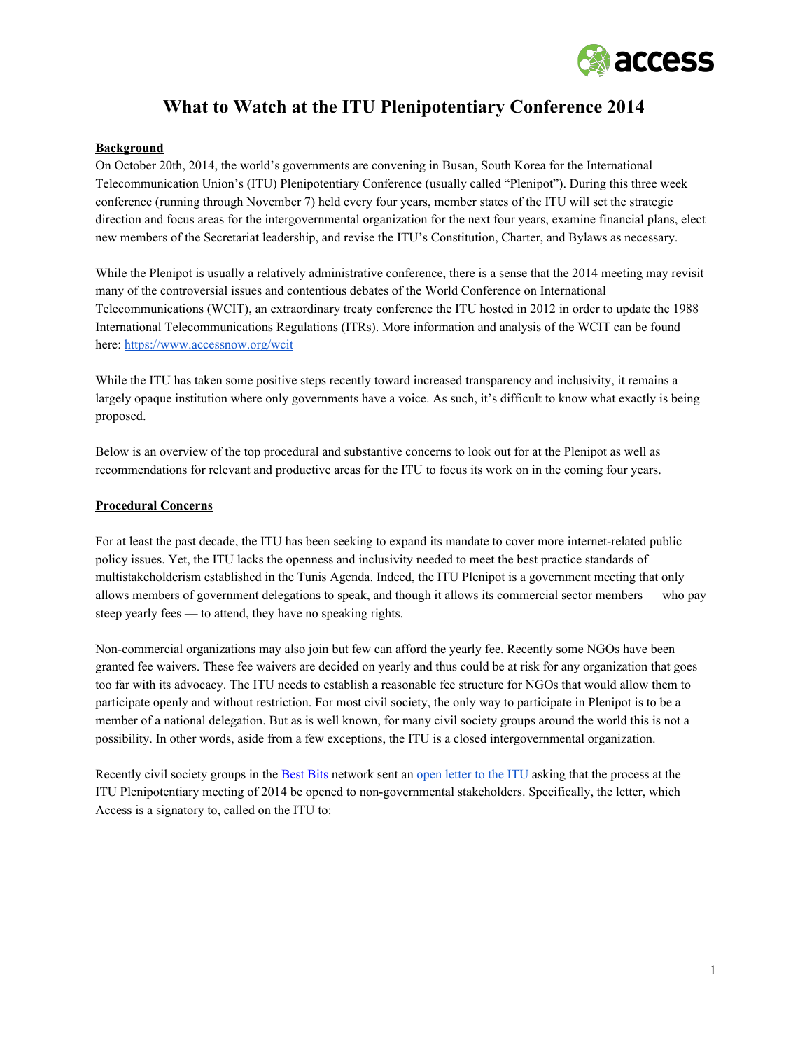# What to Watch at the ITU Plenipotentiary Conference 2014

**Background**

On October 20th, 2014, the world's governments are convening in Busan, South Korea for the International Telecommunication Union's (ITU) Plenipotentiary Conference (usually called "Plenipot"). During this three week conference (running through November 7) held every four years, member states of the ITU will set the strategic direction and focus areas for the intergovernmental organization for the next four years, examine financial plans, elect new members of the Secretariat leadership, and revise the ITU's Constitution, Charter, and Bylaws as necessary.

While the Plenipot is usually a relatively administrative conference, there is a sense that the 2014 meeting may revisit many of the controversial issues and contentious debates of the World Conference on International Telecommunications (WCIT), an extraordinary treaty conference the ITU hosted in 2012 in order to update the 1988 International Telecommunications Regulations (ITRs). More information and analysis of the WCIT can be found here: [https://www.accessnow.org/wcit](https://www.accessnow.org/wcit)

While the ITU has taken some positive steps recently toward increased transparency and inclusivity, it remains a largely opaque institution where only governments have a voice. As such, it's difficult to know what exactly is being proposed.

Below is an overview of the top procedural and substantive concerns to look out for at the Plenipot as well as recommendations for relevant and productive areas for the ITU to focus its work on in the coming four years.

**Procedural Concerns**

For at least the past decade, the ITU has been seeking to expand its mandate to cover more internet-related public policy issues. Yet, the ITU lacks the openness and inclusivity needed to meet the best practice standards of multistakeholderism established in the Tunis Agenda. Indeed, the ITU Plenipot is a government meeting that only allows members of government delegations to speak, and though it allows its commercial sector members — who pay steep yearly fees — to attend, they have no speaking rights.

Non-commercial organizations may also join but few can afford the yearly fee. Recently some NGOs have been granted fee waivers. These fee waivers are decided on yearly and thus could be at risk for any organization that goes too far with its advocacy. The ITU needs to establish a reasonable fee structure for NGOs that would allow them to participate openly and without restriction. For most civil society, the only way to participate in Plenipot is to be a member of a national delegation. But as is well known, for many civil society groups around the world this is not a possibility. In other words, aside from a few exceptions, the ITU is a closed intergovernmental organization.

Recently civil society groups in the Best Bits network sent an open letter to the ITU asking that the process at the ITU Plenipotentiary meeting of 2014 be opened to non-governmental stakeholders. Specifically, the letter, which Access is a signatory to, called on the ITU to: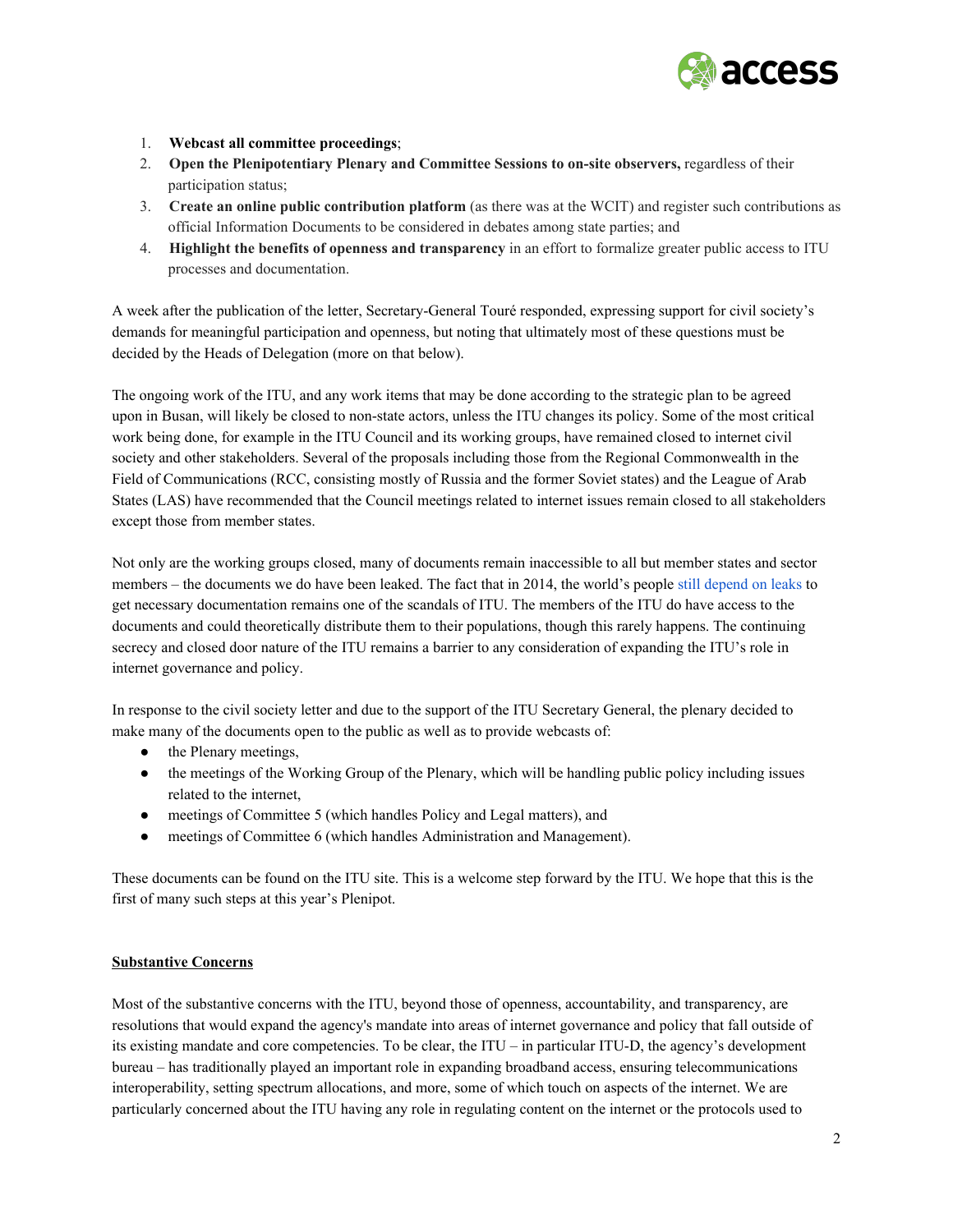1. **Webcast all committee proceedings**;
2. **Open the Plenipotentiary Plenary and Committee Sessions to on-site observers,** regardless of their participation status;
3. **Create an online public contribution platform** (as there was at the WCIT) and register such contributions as official Information Documents to be considered in debates among state parties; and
4. **Highlight the benefits of openness and transparency** in an effort to formalize greater public access to ITU processes and documentation.

A week after the publication of the letter, Secretary-General Touré responded, expressing support for civil society's demands for meaningful participation and openness, but noting that ultimately most of these questions must be decided by the Heads of Delegation (more on that below).

The ongoing work of the ITU, and any work items that may be done according to the strategic plan to be agreed upon in Busan, will likely be closed to non-state actors, unless the ITU changes its policy. Some of the most critical work being done, for example in the ITU Council and its working groups, have remained closed to internet civil society and other stakeholders. Several of the proposals including those from the Regional Commonwealth in the Field of Communications (RCC, consisting mostly of Russia and the former Soviet states) and the League of Arab States (LAS) have recommended that the Council meetings related to internet issues remain closed to all stakeholders except those from member states.

Not only are the working groups closed, many of documents remain inaccessible to all but member states and sector members – the documents we do have been leaked. The fact that in 2014, the world's people still depend on leaks to get necessary documentation remains one of the scandals of ITU. The members of the ITU do have access to the documents and could theoretically distribute them to their populations, though this rarely happens. The continuing secrecy and closed door nature of the ITU remains a barrier to any consideration of expanding the ITU's role in internet governance and policy.

In response to the civil society letter and due to the support of the ITU Secretary General, the plenary decided to make many of the documents open to the public as well as to provide webcasts of:

- the Plenary meetings,
- the meetings of the Working Group of the Plenary, which will be handling public policy including issues related to the internet,
- meetings of Committee 5 (which handles Policy and Legal matters), and
- meetings of Committee 6 (which handles Administration and Management).

These documents can be found on the ITU site. This is a welcome step forward by the ITU. We hope that this is the first of many such steps at this year's Plenipot.

## Substantive Concerns

Most of the substantive concerns with the ITU, beyond those of openness, accountability, and transparency, are resolutions that would expand the agency's mandate into areas of internet governance and policy that fall outside of its existing mandate and core competencies. To be clear, the ITU – in particular ITU-D, the agency's development bureau – has traditionally played an important role in expanding broadband access, ensuring telecommunications interoperability, setting spectrum allocations, and more, some of which touch on aspects of the internet. We are particularly concerned about the ITU having any role in regulating content on the internet or the protocols used to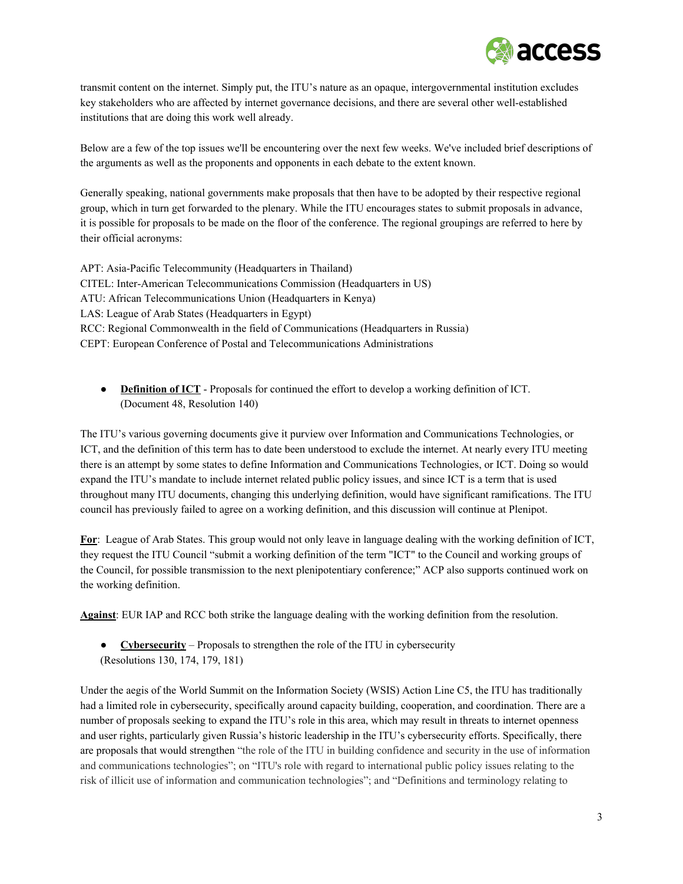transmit content on the internet. Simply put, the ITU's nature as an opaque, intergovernmental institution excludes key stakeholders who are affected by internet governance decisions, and there are several other well-established institutions that are doing this work well already.

Below are a few of the top issues we'll be encountering over the next few weeks. We've included brief descriptions of the arguments as well as the proponents and opponents in each debate to the extent known.

Generally speaking, national governments make proposals that then have to be adopted by their respective regional group, which in turn get forwarded to the plenary. While the ITU encourages states to submit proposals in advance, it is possible for proposals to be made on the floor of the conference. The regional groupings are referred to here by their official acronyms:

APT: Asia-Pacific Telecommunity (Headquarters in Thailand)
CITEL: Inter-American Telecommunications Commission (Headquarters in US)
ATU: African Telecommunications Union (Headquarters in Kenya)
LAS: League of Arab States (Headquarters in Egypt)
RCC: Regional Commonwealth in the field of Communications (Headquarters in Russia)
CEPT: European Conference of Postal and Telecommunications Administrations

- **Definition of ICT** - Proposals for continued the effort to develop a working definition of ICT. (Document 48, Resolution 140)

The ITU's various governing documents give it purview over Information and Communications Technologies, or ICT, and the definition of this term has to date been understood to exclude the internet. At nearly every ITU meeting there is an attempt by some states to define Information and Communications Technologies, or ICT. Doing so would expand the ITU's mandate to include internet related public policy issues, and since ICT is a term that is used throughout many ITU documents, changing this underlying definition, would have significant ramifications. The ITU council has previously failed to agree on a working definition, and this discussion will continue at Plenipot.

**For**: League of Arab States. This group would not only leave in language dealing with the working definition of ICT, they request the ITU Council "submit a working definition of the term "ICT" to the Council and working groups of the Council, for possible transmission to the next plenipotentiary conference;" ACP also supports continued work on the working definition.

**Against**: EUR IAP and RCC both strike the language dealing with the working definition from the resolution.

- **Cybersecurity** – Proposals to strengthen the role of the ITU in cybersecurity (Resolutions 130, 174, 179, 181)

Under the aegis of the World Summit on the Information Society (WSIS) Action Line C5, the ITU has traditionally had a limited role in cybersecurity, specifically around capacity building, cooperation, and coordination. There are a number of proposals seeking to expand the ITU's role in this area, which may result in threats to internet openness and user rights, particularly given Russia's historic leadership in the ITU's cybersecurity efforts. Specifically, there are proposals that would strengthen "the role of the ITU in building confidence and security in the use of information and communications technologies"; on "ITU's role with regard to international public policy issues relating to the risk of illicit use of information and communication technologies"; and "Definitions and terminology relating to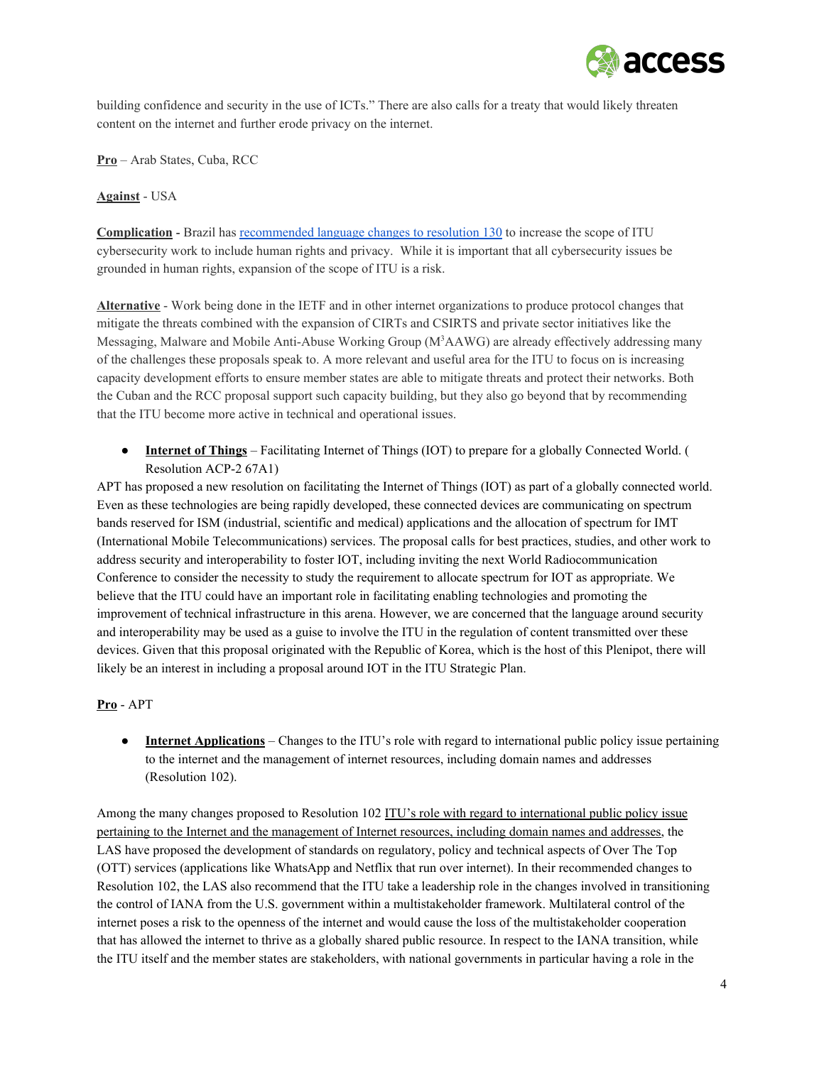building confidence and security in the use of ICTs." There are also calls for a treaty that would likely threaten content on the internet and further erode privacy on the internet.

**Pro** – Arab States, Cuba, RCC

**Against** - USA

**Complication** - Brazil has recommended language changes to resolution 130 to increase the scope of ITU cybersecurity work to include human rights and privacy. While it is important that all cybersecurity issues be grounded in human rights, expansion of the scope of ITU is a risk.

**Alternative** - Work being done in the IETF and in other internet organizations to produce protocol changes that mitigate the threats combined with the expansion of CIRTs and CSIRTS and private sector initiatives like the Messaging, Malware and Mobile Anti-Abuse Working Group ($M^3$AAWG) are already effectively addressing many of the challenges these proposals speak to. A more relevant and useful area for the ITU to focus on is increasing capacity development efforts to ensure member states are able to mitigate threats and protect their networks. Both the Cuban and the RCC proposal support such capacity building, but they also go beyond that by recommending that the ITU become more active in technical and operational issues.

- **Internet of Things** – Facilitating Internet of Things (IOT) to prepare for a globally Connected World. ( Resolution ACP-2 67A1)

APT has proposed a new resolution on facilitating the Internet of Things (IOT) as part of a globally connected world. Even as these technologies are being rapidly developed, these connected devices are communicating on spectrum bands reserved for ISM (industrial, scientific and medical) applications and the allocation of spectrum for IMT (International Mobile Telecommunications) services. The proposal calls for best practices, studies, and other work to address security and interoperability to foster IOT, including inviting the next World Radiocommunication Conference to consider the necessity to study the requirement to allocate spectrum for IOT as appropriate. We believe that the ITU could have an important role in facilitating enabling technologies and promoting the improvement of technical infrastructure in this arena. However, we are concerned that the language around security and interoperability may be used as a guise to involve the ITU in the regulation of content transmitted over these devices. Given that this proposal originated with the Republic of Korea, which is the host of this Plenipot, there will likely be an interest in including a proposal around IOT in the ITU Strategic Plan.

**Pro** - APT

- **Internet Applications** – Changes to the ITU's role with regard to international public policy issue pertaining to the internet and the management of internet resources, including domain names and addresses (Resolution 102).

Among the many changes proposed to Resolution 102 ITU's role with regard to international public policy issue pertaining to the Internet and the management of Internet resources, including domain names and addresses, the LAS have proposed the development of standards on regulatory, policy and technical aspects of Over The Top (OTT) services (applications like WhatsApp and Netflix that run over internet). In their recommended changes to Resolution 102, the LAS also recommend that the ITU take a leadership role in the changes involved in transitioning the control of IANA from the U.S. government within a multistakeholder framework. Multilateral control of the internet poses a risk to the openness of the internet and would cause the loss of the multistakeholder cooperation that has allowed the internet to thrive as a globally shared public resource. In respect to the IANA transition, while the ITU itself and the member states are stakeholders, with national governments in particular having a role in the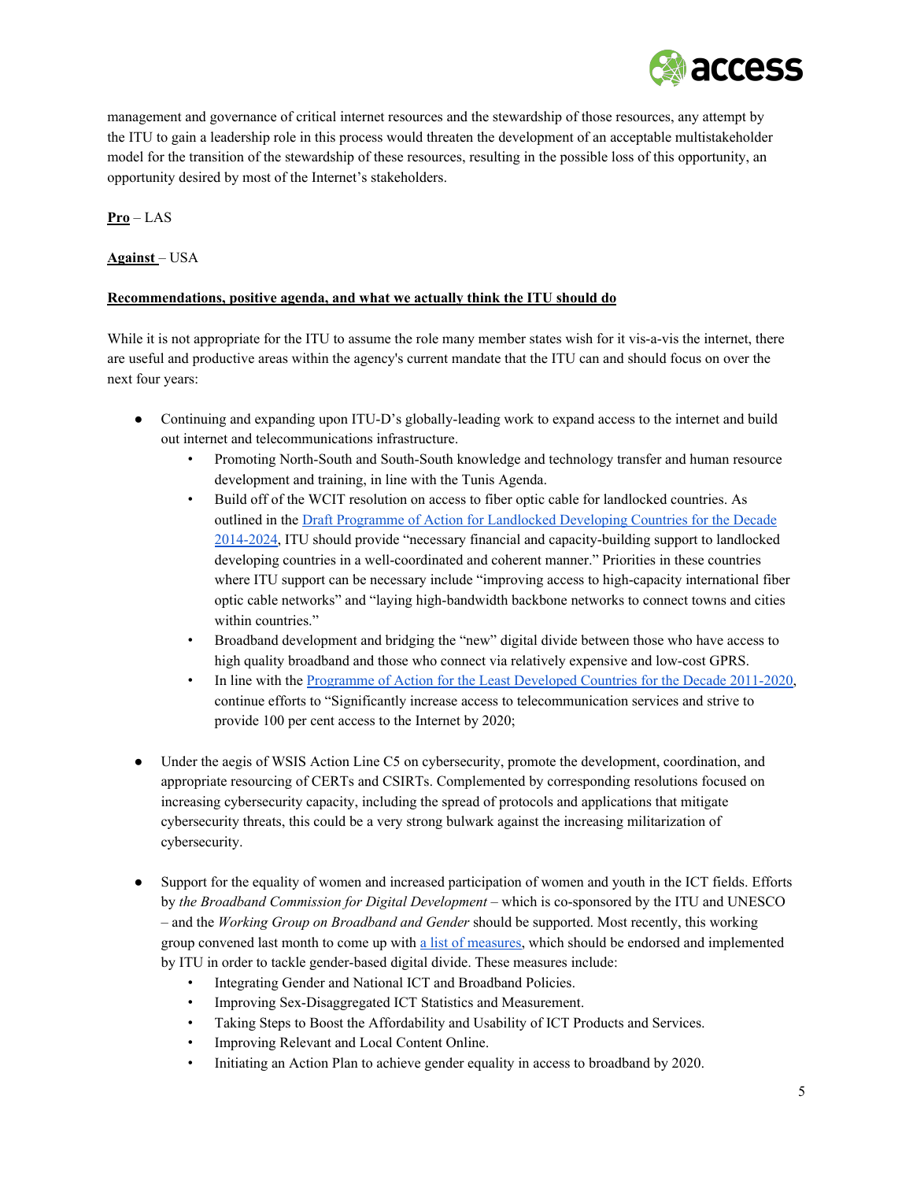management and governance of critical internet resources and the stewardship of those resources, any attempt by the ITU to gain a leadership role in this process would threaten the development of an acceptable multistakeholder model for the transition of the stewardship of these resources, resulting in the possible loss of this opportunity, an opportunity desired by most of the Internet's stakeholders.

**Pro** – LAS

**Against** – USA

**Recommendations, positive agenda, and what we actually think the ITU should do**

While it is not appropriate for the ITU to assume the role many member states wish for it vis-a-vis the internet, there are useful and productive areas within the agency's current mandate that the ITU can and should focus on over the next four years:

- Continuing and expanding upon ITU-D's globally-leading work to expand access to the internet and build out internet and telecommunications infrastructure.
  - Promoting North-South and South-South knowledge and technology transfer and human resource development and training, in line with the Tunis Agenda.
  - Build off of the WCIT resolution on access to fiber optic cable for landlocked countries. As outlined in the [Draft Programme of Action for Landlocked Developing Countries for the Decade 2014-2024](), ITU should provide "necessary financial and capacity-building support to landlocked developing countries in a well-coordinated and coherent manner." Priorities in these countries where ITU support can be necessary include "improving access to high-capacity international fiber optic cable networks" and "laying high-bandwidth backbone networks to connect towns and cities within countries."
  - Broadband development and bridging the "new" digital divide between those who have access to high quality broadband and those who connect via relatively expensive and low-cost GPRS.
  - In line with the [Programme of Action for the Least Developed Countries for the Decade 2011-2020](), continue efforts to "Significantly increase access to telecommunication services and strive to provide 100 per cent access to the Internet by 2020;

- Under the aegis of WSIS Action Line C5 on cybersecurity, promote the development, coordination, and appropriate resourcing of CERTs and CSIRTs. Complemented by corresponding resolutions focused on increasing cybersecurity capacity, including the spread of protocols and applications that mitigate cybersecurity threats, this could be a very strong bulwark against the increasing militarization of cybersecurity.

- Support for the equality of women and increased participation of women and youth in the ICT fields. Efforts by *the Broadband Commission for Digital Development* – which is co-sponsored by the ITU and UNESCO – and the *Working Group on Broadband and Gender* should be supported. Most recently, this working group convened last month to come up with [a list of measures](), which should be endorsed and implemented by ITU in order to tackle gender-based digital divide. These measures include:
  - Integrating Gender and National ICT and Broadband Policies.
  - Improving Sex-Disaggregated ICT Statistics and Measurement.
  - Taking Steps to Boost the Affordability and Usability of ICT Products and Services.
  - Improving Relevant and Local Content Online.
  - Initiating an Action Plan to achieve gender equality in access to broadband by 2020.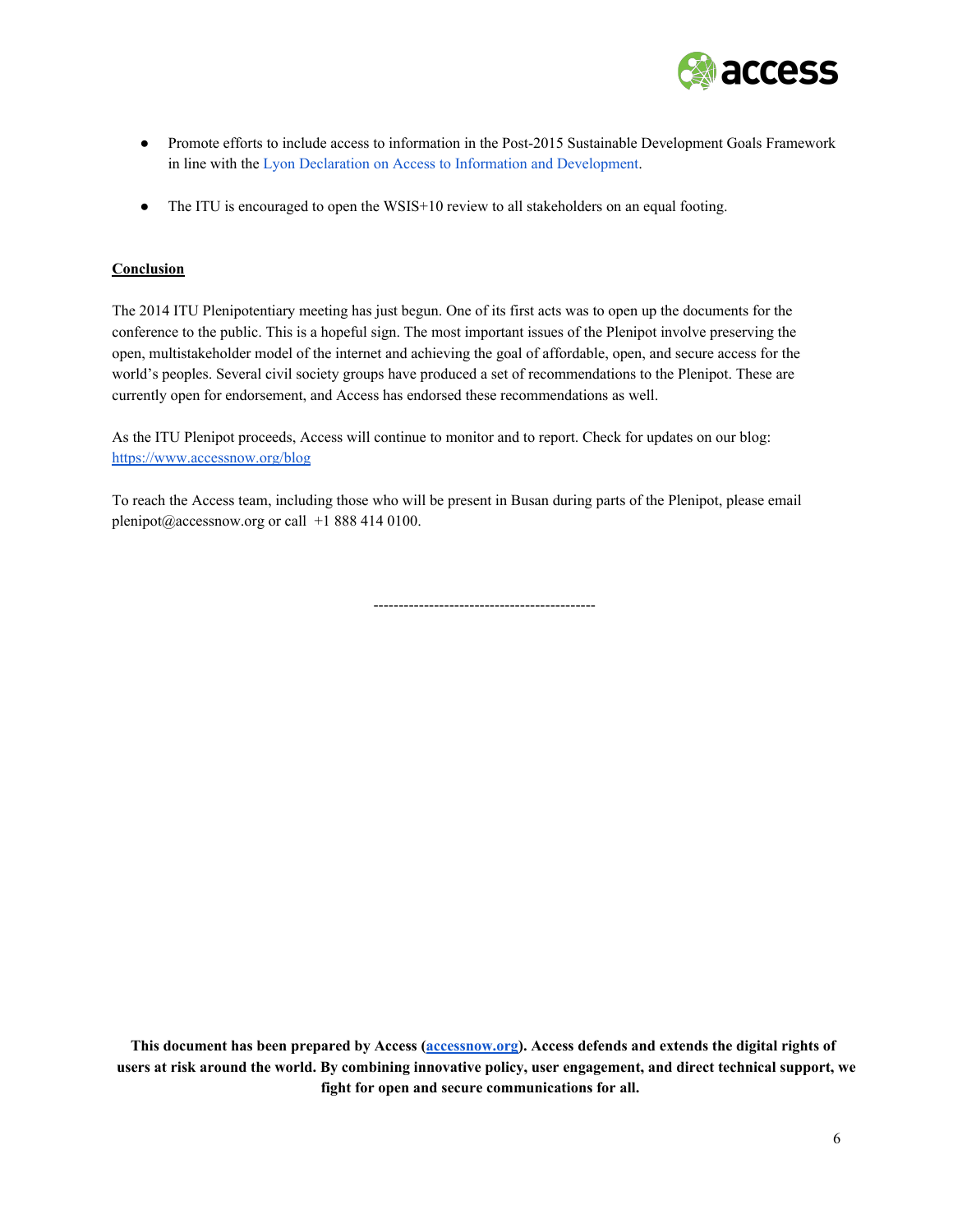- Promote efforts to include access to information in the Post-2015 Sustainable Development Goals Framework in line with the Lyon Declaration on Access to Information and Development.

- The ITU is encouraged to open the WSIS+10 review to all stakeholders on an equal footing.

## Conclusion

The 2014 ITU Plenipotentiary meeting has just begun. One of its first acts was to open up the documents for the conference to the public. This is a hopeful sign. The most important issues of the Plenipot involve preserving the open, multistakeholder model of the internet and achieving the goal of affordable, open, and secure access for the world's peoples. Several civil society groups have produced a set of recommendations to the Plenipot. These are currently open for endorsement, and Access has endorsed these recommendations as well.

As the ITU Plenipot proceeds, Access will continue to monitor and to report. Check for updates on our blog: https://www.accessnow.org/blog

To reach the Access team, including those who will be present in Busan during parts of the Plenipot, please email plenipot@accessnow.org or call +1 888 414 0100.

--------------------------------------------

**This document has been prepared by Access (accessnow.org). Access defends and extends the digital rights of users at risk around the world. By combining innovative policy, user engagement, and direct technical support, we fight for open and secure communications for all.**